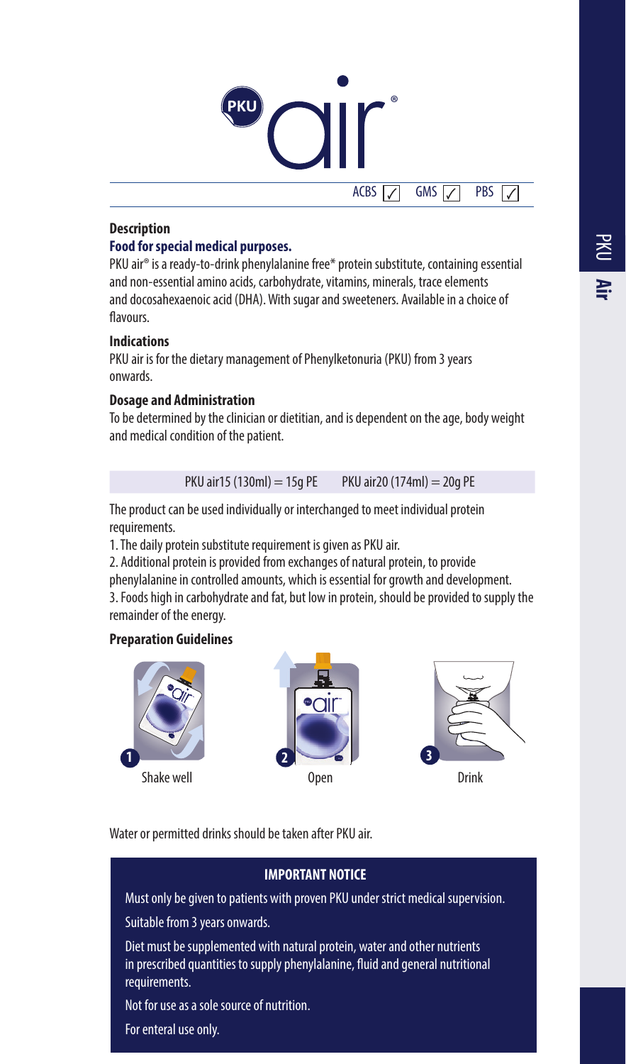# PKU air®

ACBS ✓ GMS ✓ PBS ✓

### Description

**Food for special medical purposes.**

PKU air® is a ready-to-drink phenylalanine free* protein substitute, containing essential and non-essential amino acids, carbohydrate, vitamins, minerals, trace elements and docosahexaenoic acid (DHA). With sugar and sweeteners. Available in a choice of flavours.

### Indications

PKU air is for the dietary management of Phenylketonuria (PKU) from 3 years onwards.

### Dosage and Administration

To be determined by the clinician or dietitian, and is dependent on the age, body weight and medical condition of the patient.

PKU air15 (130ml) = 15g PE    PKU air20 (174ml) = 20g PE

The product can be used individually or interchanged to meet individual protein requirements.

1. The daily protein substitute requirement is given as PKU air.
2. Additional protein is provided from exchanges of natural protein, to provide phenylalanine in controlled amounts, which is essential for growth and development.
3. Foods high in carbohydrate and fat, but low in protein, should be provided to supply the remainder of the energy.

### Preparation Guidelines

1. Shake well
2. Open
3. Drink

Water or permitted drinks should be taken after PKU air.

**IMPORTANT NOTICE**

Must only be given to patients with proven PKU under strict medical supervision.

Suitable from 3 years onwards.

Diet must be supplemented with natural protein, water and other nutrients in prescribed quantities to supply phenylalanine, fluid and general nutritional requirements.

Not for use as a sole source of nutrition.

For enteral use only.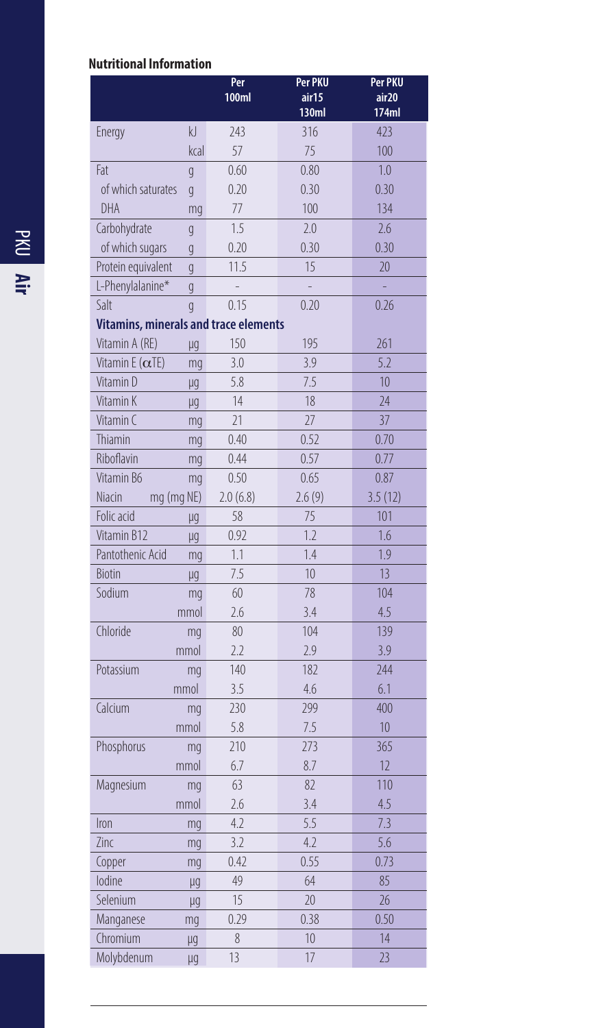### Nutritional Information

| | | Per 100ml | Per PKU air15 130ml | Per PKU air20 174ml |
|---|---|---|---|---|
| Energy | kJ | 243 | 316 | 423 |
| | kcal | 57 | 75 | 100 |
| Fat | g | 0.60 | 0.80 | 1.0 |
| of which saturates | g | 0.20 | 0.30 | 0.30 |
| DHA | mg | 77 | 100 | 134 |
| Carbohydrate | g | 1.5 | 2.0 | 2.6 |
| of which sugars | g | 0.20 | 0.30 | 0.30 |
| Protein equivalent | g | 11.5 | 15 | 20 |
| L-Phenylalanine* | g | - | - | - |
| Salt | g | 0.15 | 0.20 | 0.26 |
| **Vitamins, minerals and trace elements** | | | | |
| Vitamin A (RE) | µg | 150 | 195 | 261 |
| Vitamin E ($\alpha$TE) | mg | 3.0 | 3.9 | 5.2 |
| Vitamin D | µg | 5.8 | 7.5 | 10 |
| Vitamin K | µg | 14 | 18 | 24 |
| Vitamin C | mg | 21 | 27 | 37 |
| Thiamin | mg | 0.40 | 0.52 | 0.70 |
| Riboflavin | mg | 0.44 | 0.57 | 0.77 |
| Vitamin B6 | mg | 0.50 | 0.65 | 0.87 |
| Niacin | mg (mg NE) | 2.0 (6.8) | 2.6 (9) | 3.5 (12) |
| Folic acid | µg | 58 | 75 | 101 |
| Vitamin B12 | µg | 0.92 | 1.2 | 1.6 |
| Pantothenic Acid | mg | 1.1 | 1.4 | 1.9 |
| Biotin | µg | 7.5 | 10 | 13 |
| Sodium | mg | 60 | 78 | 104 |
| | mmol | 2.6 | 3.4 | 4.5 |
| Chloride | mg | 80 | 104 | 139 |
| | mmol | 2.2 | 2.9 | 3.9 |
| Potassium | mg | 140 | 182 | 244 |
| | mmol | 3.5 | 4.6 | 6.1 |
| Calcium | mg | 230 | 299 | 400 |
| | mmol | 5.8 | 7.5 | 10 |
| Phosphorus | mg | 210 | 273 | 365 |
| | mmol | 6.7 | 8.7 | 12 |
| Magnesium | mg | 63 | 82 | 110 |
| | mmol | 2.6 | 3.4 | 4.5 |
| Iron | mg | 4.2 | 5.5 | 7.3 |
| Zinc | mg | 3.2 | 4.2 | 5.6 |
| Copper | mg | 0.42 | 0.55 | 0.73 |
| Iodine | µg | 49 | 64 | 85 |
| Selenium | µg | 15 | 20 | 26 |
| Manganese | mg | 0.29 | 0.38 | 0.50 |
| Chromium | µg | 8 | 10 | 14 |
| Molybdenum | µg | 13 | 17 | 23 |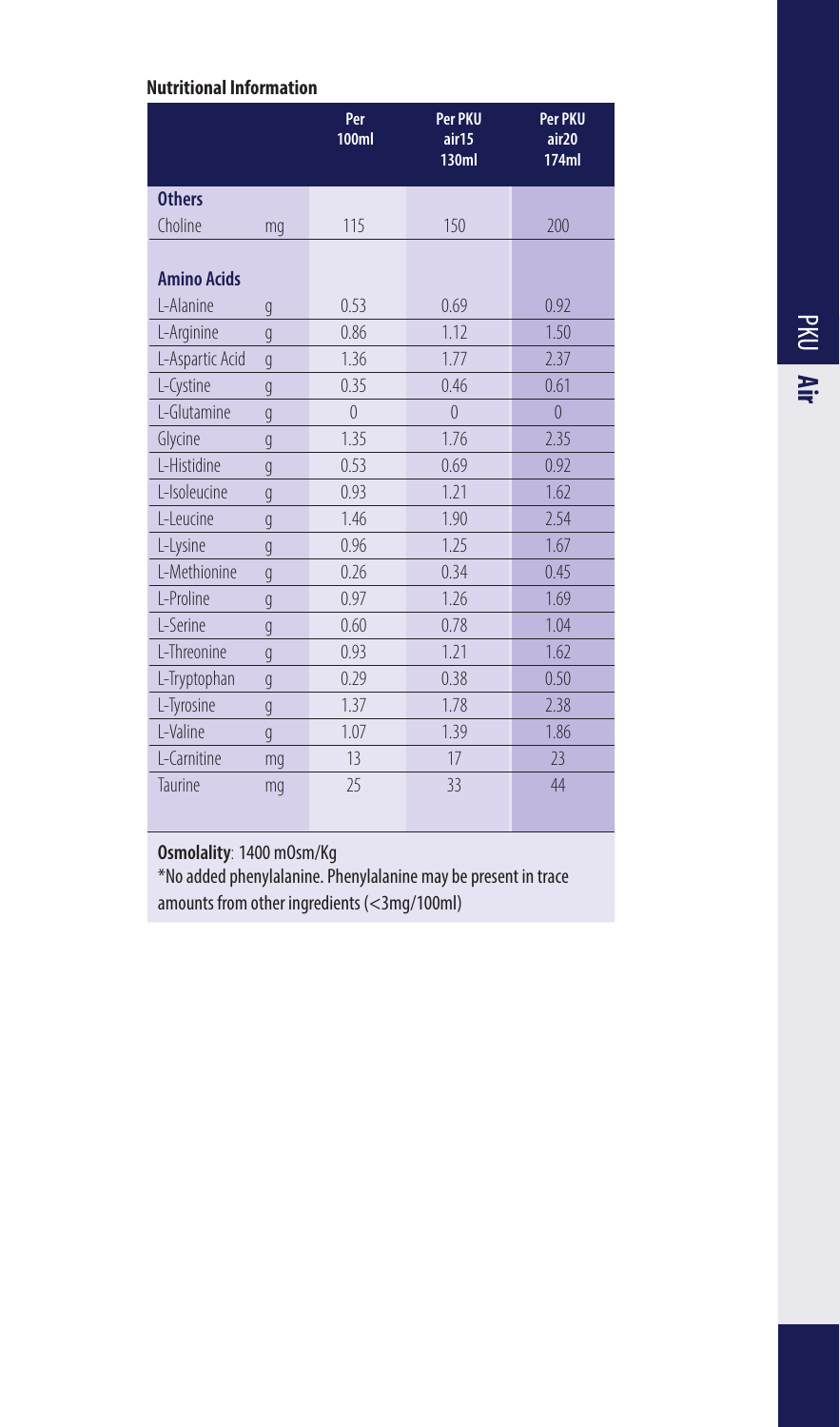**Nutritional Information**

| | | Per 100ml | Per PKU air15 130ml | Per PKU air20 174ml |
|---|---|---|---|---|
| **Others** | | | | |
| Choline | mg | 115 | 150 | 200 |
| | | | | |
| **Amino Acids** | | | | |
| L-Alanine | g | 0.53 | 0.69 | 0.92 |
| L-Arginine | g | 0.86 | 1.12 | 1.50 |
| L-Aspartic Acid | g | 1.36 | 1.77 | 2.37 |
| L-Cystine | g | 0.35 | 0.46 | 0.61 |
| L-Glutamine | g | 0 | 0 | 0 |
| Glycine | g | 1.35 | 1.76 | 2.35 |
| L-Histidine | g | 0.53 | 0.69 | 0.92 |
| L-Isoleucine | g | 0.93 | 1.21 | 1.62 |
| L-Leucine | g | 1.46 | 1.90 | 2.54 |
| L-Lysine | g | 0.96 | 1.25 | 1.67 |
| L-Methionine | g | 0.26 | 0.34 | 0.45 |
| L-Proline | g | 0.97 | 1.26 | 1.69 |
| L-Serine | g | 0.60 | 0.78 | 1.04 |
| L-Threonine | g | 0.93 | 1.21 | 1.62 |
| L-Tryptophan | g | 0.29 | 0.38 | 0.50 |
| L-Tyrosine | g | 1.37 | 1.78 | 2.38 |
| L-Valine | g | 1.07 | 1.39 | 1.86 |
| L-Carnitine | mg | 13 | 17 | 23 |
| Taurine | mg | 25 | 33 | 44 |

**Osmolality**: 1400 mOsm/Kg

*No added phenylalanine. Phenylalanine may be present in trace amounts from other ingredients (<3mg/100ml)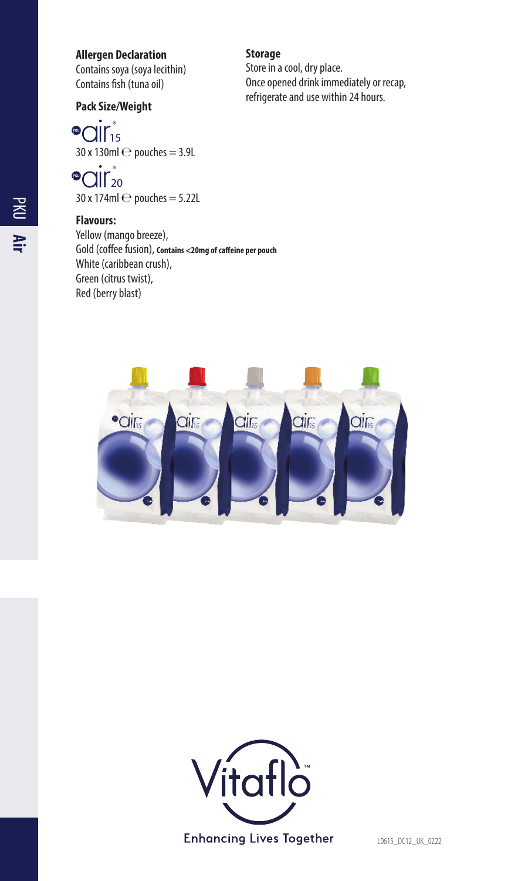**Allergen Declaration**
Contains soya (soya lecithin)
Contains fish (tuna oil)

**Pack Size/Weight**

air 15
30 x 130ml ℮ pouches = 3.9L

air 20
30 x 174ml ℮ pouches = 5.22L

**Flavours:**
Yellow (mango breeze),
Gold (coffee fusion), **Contains <20mg of caffeine per pouch**
White (caribbean crush),
Green (citrus twist),
Red (berry blast)

**Storage**
Store in a cool, dry place.
Once opened drink immediately or recap, refrigerate and use within 24 hours.

Vitaflo™
Enhancing Lives Together

L0615_DC12_UK_0222